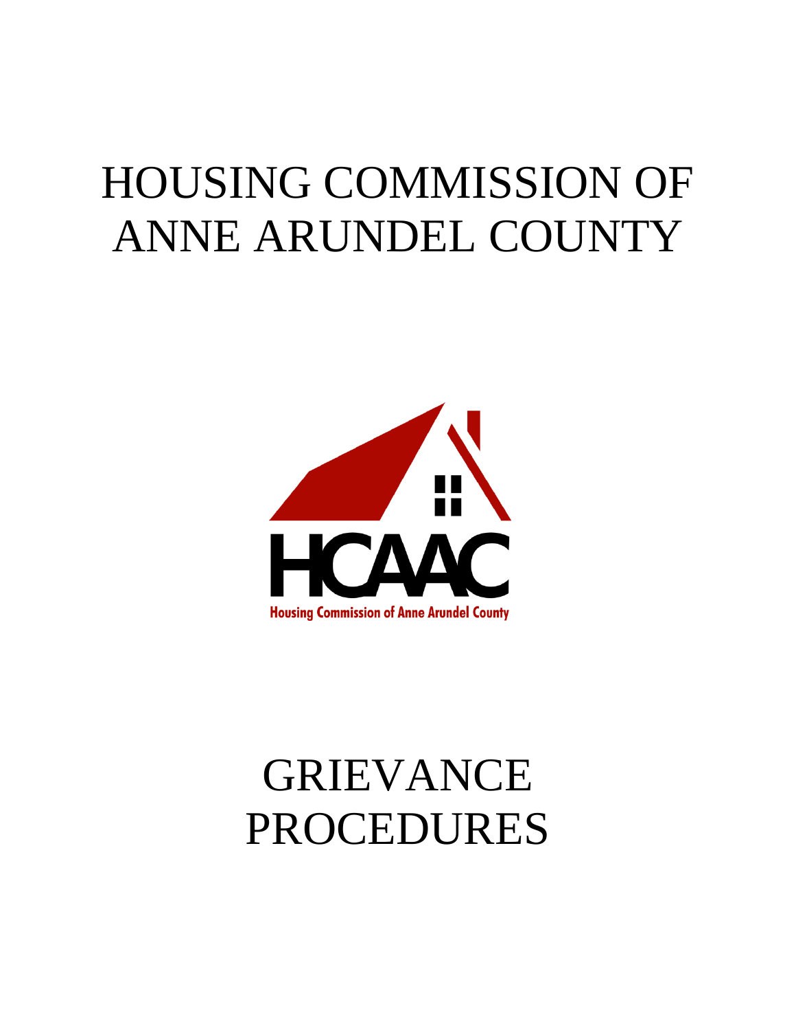# HOUSING COMMISSION OF ANNE ARUNDEL COUNTY

HCAAC

Housing Commission of Anne Arundel County

# GRIEVANCE PROCEDURES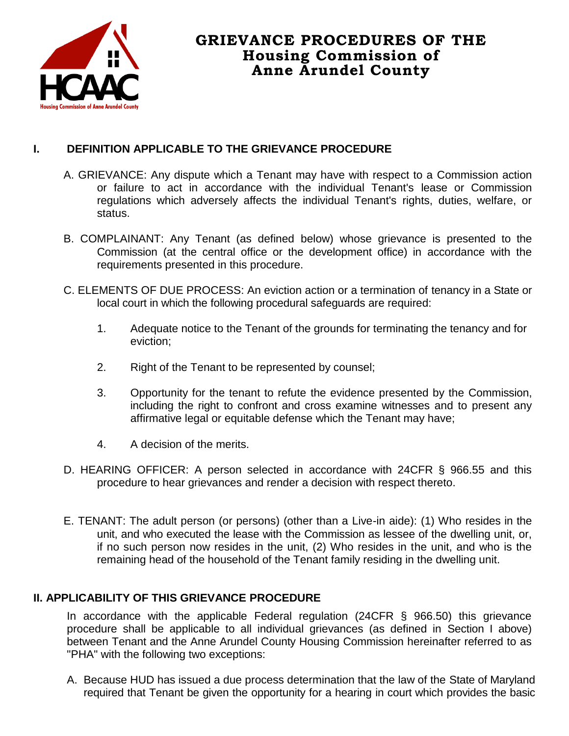# GRIEVANCE PROCEDURES OF THE Housing Commission of Anne Arundel County

## I. DEFINITION APPLICABLE TO THE GRIEVANCE PROCEDURE

A. GRIEVANCE: Any dispute which a Tenant may have with respect to a Commission action or failure to act in accordance with the individual Tenant's lease or Commission regulations which adversely affects the individual Tenant's rights, duties, welfare, or status.

B. COMPLAINANT: Any Tenant (as defined below) whose grievance is presented to the Commission (at the central office or the development office) in accordance with the requirements presented in this procedure.

C. ELEMENTS OF DUE PROCESS: An eviction action or a termination of tenancy in a State or local court in which the following procedural safeguards are required:

1. Adequate notice to the Tenant of the grounds for terminating the tenancy and for eviction;
2. Right of the Tenant to be represented by counsel;
3. Opportunity for the tenant to refute the evidence presented by the Commission, including the right to confront and cross examine witnesses and to present any affirmative legal or equitable defense which the Tenant may have;
4. A decision of the merits.

D. HEARING OFFICER: A person selected in accordance with 24CFR § 966.55 and this procedure to hear grievances and render a decision with respect thereto.

E. TENANT: The adult person (or persons) (other than a Live-in aide): (1) Who resides in the unit, and who executed the lease with the Commission as lessee of the dwelling unit, or, if no such person now resides in the unit, (2) Who resides in the unit, and who is the remaining head of the household of the Tenant family residing in the dwelling unit.

## II. APPLICABILITY OF THIS GRIEVANCE PROCEDURE

In accordance with the applicable Federal regulation (24CFR § 966.50) this grievance procedure shall be applicable to all individual grievances (as defined in Section I above) between Tenant and the Anne Arundel County Housing Commission hereinafter referred to as "PHA" with the following two exceptions:

A. Because HUD has issued a due process determination that the law of the State of Maryland required that Tenant be given the opportunity for a hearing in court which provides the basic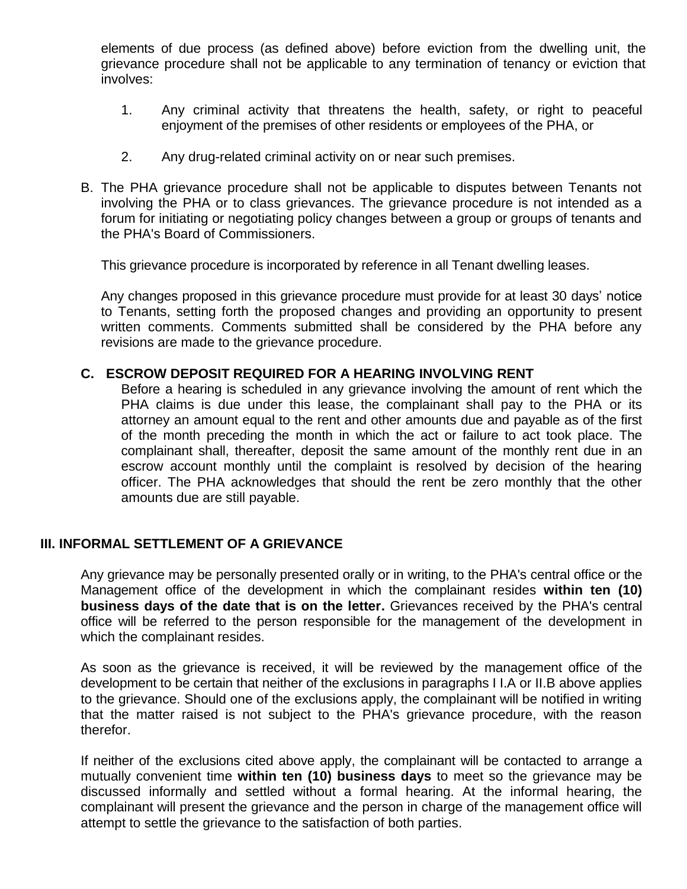elements of due process (as defined above) before eviction from the dwelling unit, the grievance procedure shall not be applicable to any termination of tenancy or eviction that involves:

1. Any criminal activity that threatens the health, safety, or right to peaceful enjoyment of the premises of other residents or employees of the PHA, or

2. Any drug-related criminal activity on or near such premises.

B. The PHA grievance procedure shall not be applicable to disputes between Tenants not involving the PHA or to class grievances. The grievance procedure is not intended as a forum for initiating or negotiating policy changes between a group or groups of tenants and the PHA's Board of Commissioners.

This grievance procedure is incorporated by reference in all Tenant dwelling leases.

Any changes proposed in this grievance procedure must provide for at least 30 days' notice to Tenants, setting forth the proposed changes and providing an opportunity to present written comments. Comments submitted shall be considered by the PHA before any revisions are made to the grievance procedure.

**C. ESCROW DEPOSIT REQUIRED FOR A HEARING INVOLVING RENT**

Before a hearing is scheduled in any grievance involving the amount of rent which the PHA claims is due under this lease, the complainant shall pay to the PHA or its attorney an amount equal to the rent and other amounts due and payable as of the first of the month preceding the month in which the act or failure to act took place. The complainant shall, thereafter, deposit the same amount of the monthly rent due in an escrow account monthly until the complaint is resolved by decision of the hearing officer. The PHA acknowledges that should the rent be zero monthly that the other amounts due are still payable.

## III. INFORMAL SETTLEMENT OF A GRIEVANCE

Any grievance may be personally presented orally or in writing, to the PHA's central office or the Management office of the development in which the complainant resides **within ten (10) business days of the date that is on the letter.** Grievances received by the PHA's central office will be referred to the person responsible for the management of the development in which the complainant resides.

As soon as the grievance is received, it will be reviewed by the management office of the development to be certain that neither of the exclusions in paragraphs I I.A or II.B above applies to the grievance. Should one of the exclusions apply, the complainant will be notified in writing that the matter raised is not subject to the PHA's grievance procedure, with the reason therefor.

If neither of the exclusions cited above apply, the complainant will be contacted to arrange a mutually convenient time **within ten (10) business days** to meet so the grievance may be discussed informally and settled without a formal hearing. At the informal hearing, the complainant will present the grievance and the person in charge of the management office will attempt to settle the grievance to the satisfaction of both parties.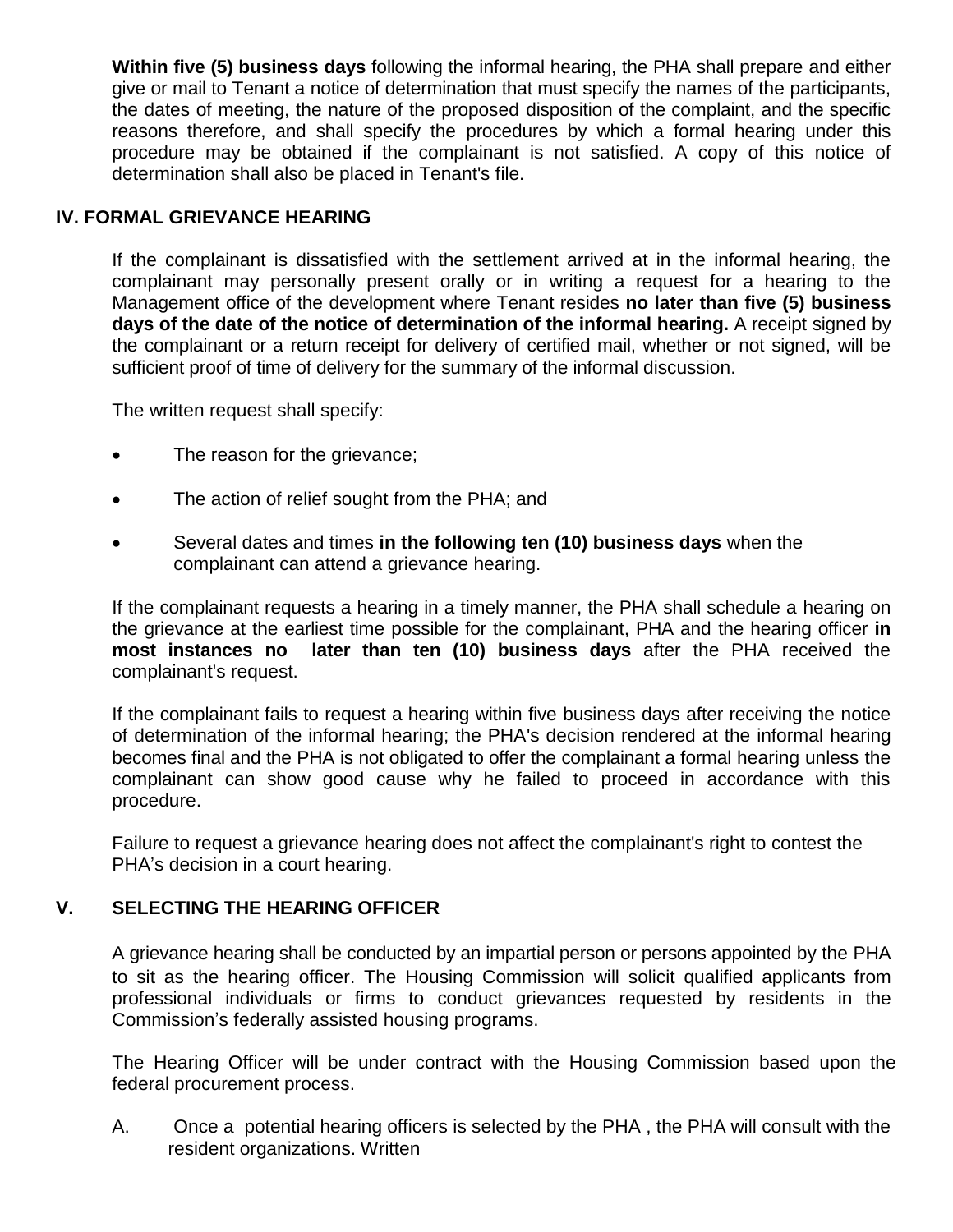**Within five (5) business days** following the informal hearing, the PHA shall prepare and either give or mail to Tenant a notice of determination that must specify the names of the participants, the dates of meeting, the nature of the proposed disposition of the complaint, and the specific reasons therefore, and shall specify the procedures by which a formal hearing under this procedure may be obtained if the complainant is not satisfied. A copy of this notice of determination shall also be placed in Tenant's file.

## IV. FORMAL GRIEVANCE HEARING

If the complainant is dissatisfied with the settlement arrived at in the informal hearing, the complainant may personally present orally or in writing a request for a hearing to the Management office of the development where Tenant resides **no later than five (5) business days of the date of the notice of determination of the informal hearing.** A receipt signed by the complainant or a return receipt for delivery of certified mail, whether or not signed, will be sufficient proof of time of delivery for the summary of the informal discussion.

The written request shall specify:

- The reason for the grievance;
- The action of relief sought from the PHA; and
- Several dates and times **in the following ten (10) business days** when the complainant can attend a grievance hearing.

If the complainant requests a hearing in a timely manner, the PHA shall schedule a hearing on the grievance at the earliest time possible for the complainant, PHA and the hearing officer **in most instances no later than ten (10) business days** after the PHA received the complainant's request.

If the complainant fails to request a hearing within five business days after receiving the notice of determination of the informal hearing; the PHA's decision rendered at the informal hearing becomes final and the PHA is not obligated to offer the complainant a formal hearing unless the complainant can show good cause why he failed to proceed in accordance with this procedure.

Failure to request a grievance hearing does not affect the complainant's right to contest the PHA's decision in a court hearing.

## V. SELECTING THE HEARING OFFICER

A grievance hearing shall be conducted by an impartial person or persons appointed by the PHA to sit as the hearing officer. The Housing Commission will solicit qualified applicants from professional individuals or firms to conduct grievances requested by residents in the Commission's federally assisted housing programs.

The Hearing Officer will be under contract with the Housing Commission based upon the federal procurement process.

A. Once a potential hearing officers is selected by the PHA , the PHA will consult with the resident organizations. Written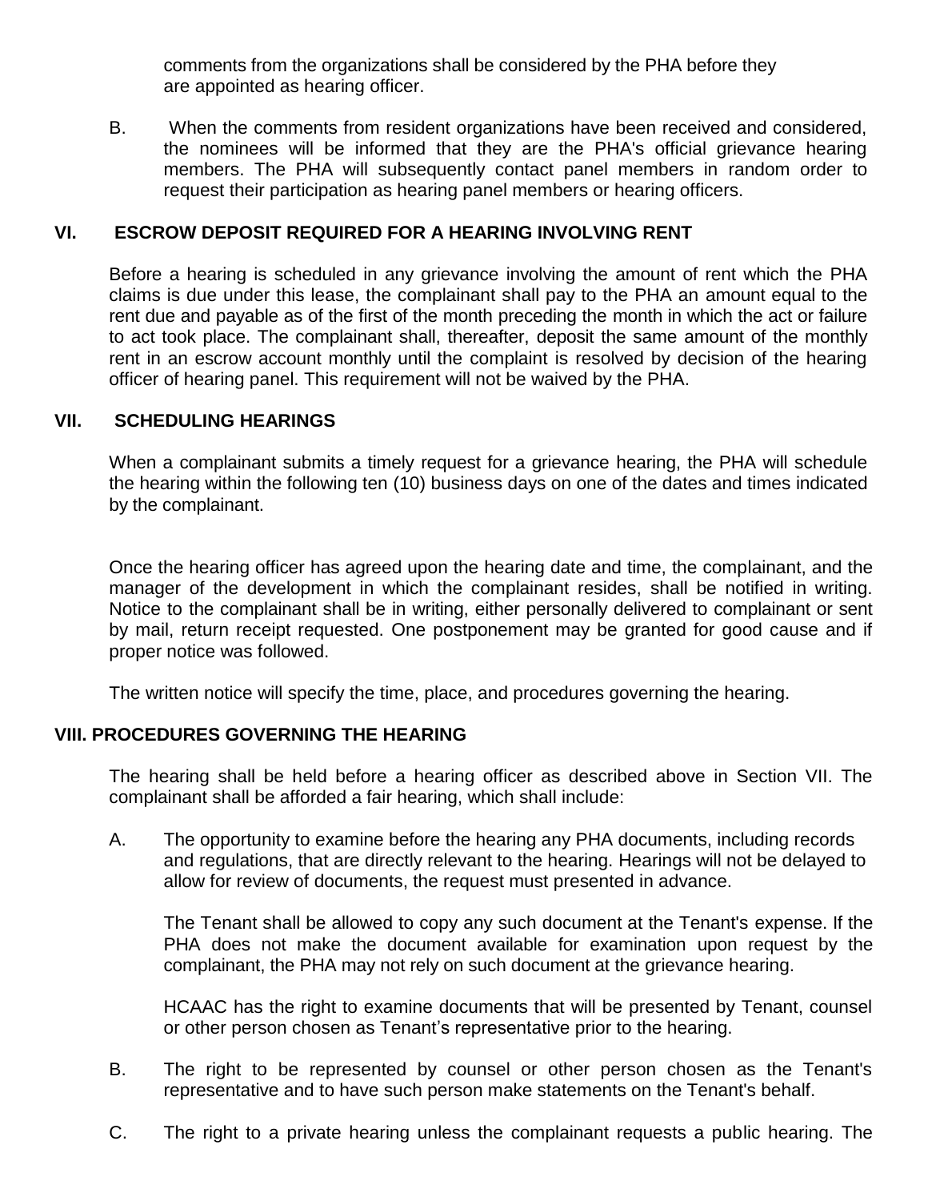comments from the organizations shall be considered by the PHA before they are appointed as hearing officer.

B. When the comments from resident organizations have been received and considered, the nominees will be informed that they are the PHA's official grievance hearing members. The PHA will subsequently contact panel members in random order to request their participation as hearing panel members or hearing officers.

## VI. ESCROW DEPOSIT REQUIRED FOR A HEARING INVOLVING RENT

Before a hearing is scheduled in any grievance involving the amount of rent which the PHA claims is due under this lease, the complainant shall pay to the PHA an amount equal to the rent due and payable as of the first of the month preceding the month in which the act or failure to act took place. The complainant shall, thereafter, deposit the same amount of the monthly rent in an escrow account monthly until the complaint is resolved by decision of the hearing officer of hearing panel. This requirement will not be waived by the PHA.

## VII. SCHEDULING HEARINGS

When a complainant submits a timely request for a grievance hearing, the PHA will schedule the hearing within the following ten (10) business days on one of the dates and times indicated by the complainant.

Once the hearing officer has agreed upon the hearing date and time, the complainant, and the manager of the development in which the complainant resides, shall be notified in writing. Notice to the complainant shall be in writing, either personally delivered to complainant or sent by mail, return receipt requested. One postponement may be granted for good cause and if proper notice was followed.

The written notice will specify the time, place, and procedures governing the hearing.

## VIII. PROCEDURES GOVERNING THE HEARING

The hearing shall be held before a hearing officer as described above in Section VII. The complainant shall be afforded a fair hearing, which shall include:

A. The opportunity to examine before the hearing any PHA documents, including records and regulations, that are directly relevant to the hearing. Hearings will not be delayed to allow for review of documents, the request must presented in advance.

The Tenant shall be allowed to copy any such document at the Tenant's expense. If the PHA does not make the document available for examination upon request by the complainant, the PHA may not rely on such document at the grievance hearing.

HCAAC has the right to examine documents that will be presented by Tenant, counsel or other person chosen as Tenant's representative prior to the hearing.

B. The right to be represented by counsel or other person chosen as the Tenant's representative and to have such person make statements on the Tenant's behalf.

C. The right to a private hearing unless the complainant requests a public hearing. The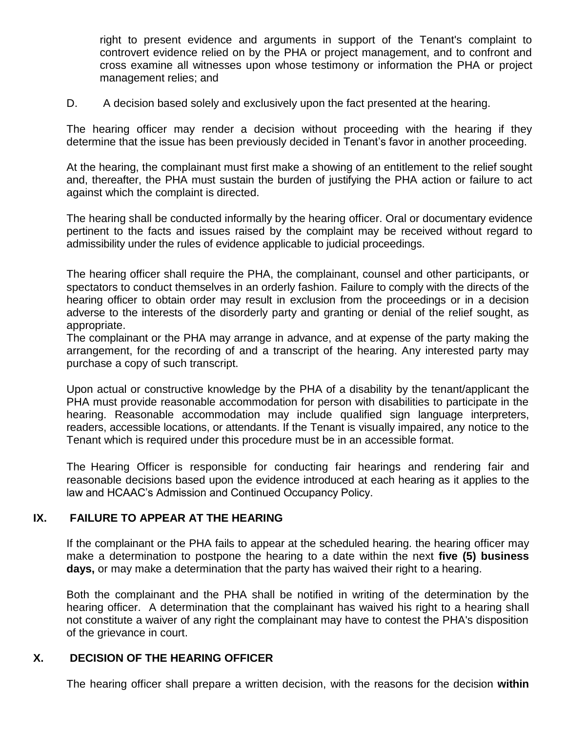right to present evidence and arguments in support of the Tenant's complaint to controvert evidence relied on by the PHA or project management, and to confront and cross examine all witnesses upon whose testimony or information the PHA or project management relies; and

D. A decision based solely and exclusively upon the fact presented at the hearing.

The hearing officer may render a decision without proceeding with the hearing if they determine that the issue has been previously decided in Tenant's favor in another proceeding.

At the hearing, the complainant must first make a showing of an entitlement to the relief sought and, thereafter, the PHA must sustain the burden of justifying the PHA action or failure to act against which the complaint is directed.

The hearing shall be conducted informally by the hearing officer. Oral or documentary evidence pertinent to the facts and issues raised by the complaint may be received without regard to admissibility under the rules of evidence applicable to judicial proceedings.

The hearing officer shall require the PHA, the complainant, counsel and other participants, or spectators to conduct themselves in an orderly fashion. Failure to comply with the directs of the hearing officer to obtain order may result in exclusion from the proceedings or in a decision adverse to the interests of the disorderly party and granting or denial of the relief sought, as appropriate.

The complainant or the PHA may arrange in advance, and at expense of the party making the arrangement, for the recording of and a transcript of the hearing. Any interested party may purchase a copy of such transcript.

Upon actual or constructive knowledge by the PHA of a disability by the tenant/applicant the PHA must provide reasonable accommodation for person with disabilities to participate in the hearing. Reasonable accommodation may include qualified sign language interpreters, readers, accessible locations, or attendants. If the Tenant is visually impaired, any notice to the Tenant which is required under this procedure must be in an accessible format.

The Hearing Officer is responsible for conducting fair hearings and rendering fair and reasonable decisions based upon the evidence introduced at each hearing as it applies to the law and HCAAC's Admission and Continued Occupancy Policy.

## IX. FAILURE TO APPEAR AT THE HEARING

If the complainant or the PHA fails to appear at the scheduled hearing. the hearing officer may make a determination to postpone the hearing to a date within the next **five (5) business days,** or may make a determination that the party has waived their right to a hearing.

Both the complainant and the PHA shall be notified in writing of the determination by the hearing officer. A determination that the complainant has waived his right to a hearing shall not constitute a waiver of any right the complainant may have to contest the PHA's disposition of the grievance in court.

## X. DECISION OF THE HEARING OFFICER

The hearing officer shall prepare a written decision, with the reasons for the decision **within**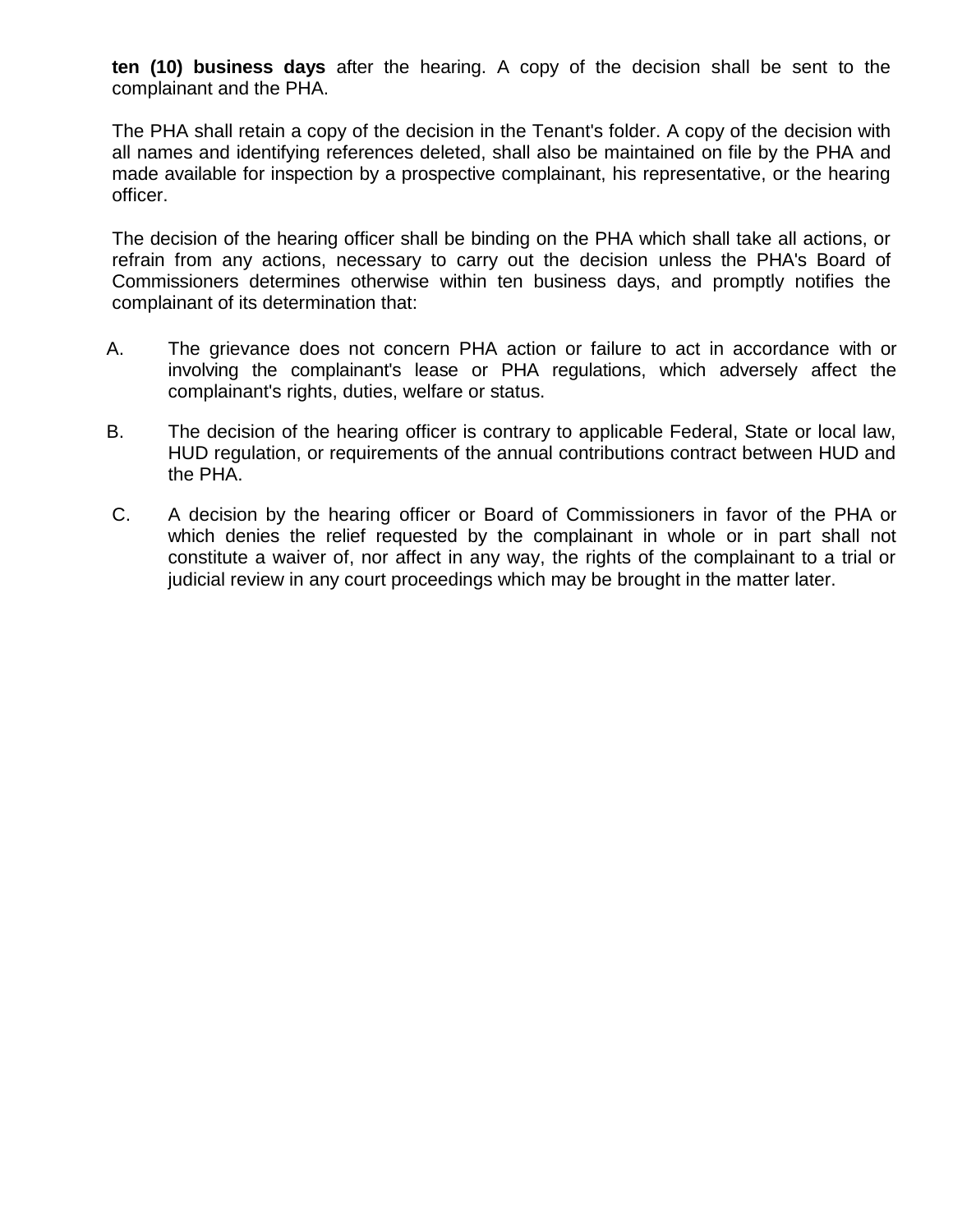**ten (10) business days** after the hearing. A copy of the decision shall be sent to the complainant and the PHA.

The PHA shall retain a copy of the decision in the Tenant's folder. A copy of the decision with all names and identifying references deleted, shall also be maintained on file by the PHA and made available for inspection by a prospective complainant, his representative, or the hearing officer.

The decision of the hearing officer shall be binding on the PHA which shall take all actions, or refrain from any actions, necessary to carry out the decision unless the PHA's Board of Commissioners determines otherwise within ten business days, and promptly notifies the complainant of its determination that:

A. The grievance does not concern PHA action or failure to act in accordance with or involving the complainant's lease or PHA regulations, which adversely affect the complainant's rights, duties, welfare or status.

B. The decision of the hearing officer is contrary to applicable Federal, State or local law, HUD regulation, or requirements of the annual contributions contract between HUD and the PHA.

C. A decision by the hearing officer or Board of Commissioners in favor of the PHA or which denies the relief requested by the complainant in whole or in part shall not constitute a waiver of, nor affect in any way, the rights of the complainant to a trial or judicial review in any court proceedings which may be brought in the matter later.